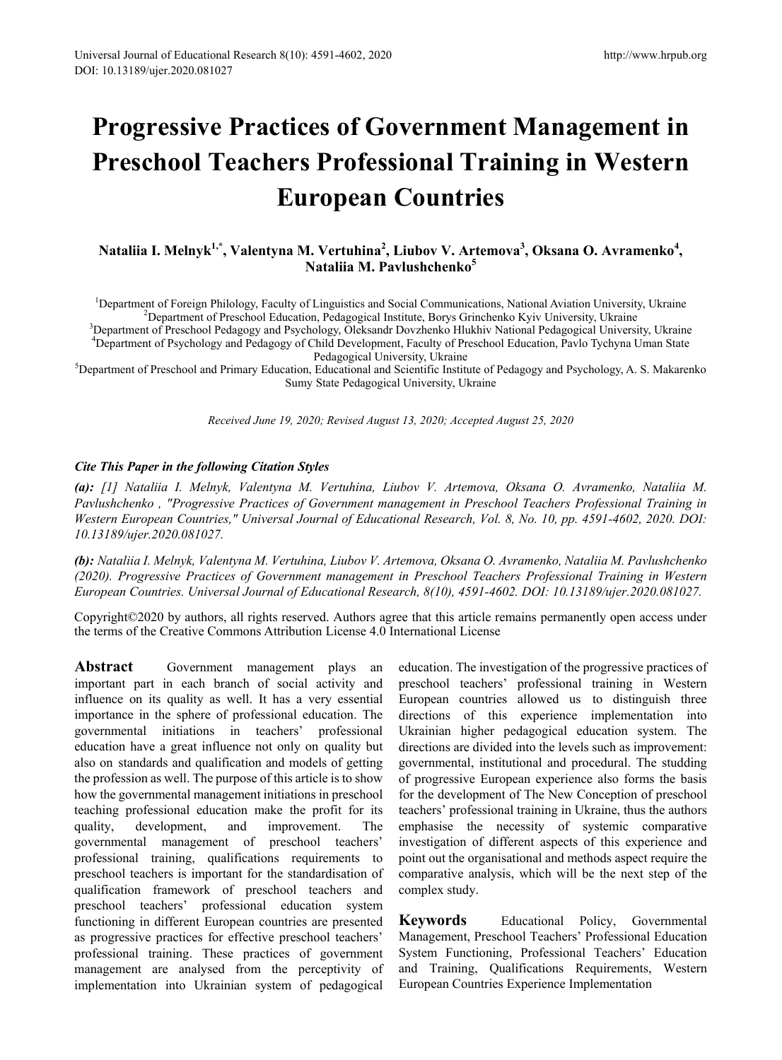# Progressive Practices of Government Management in Preschool Teachers Professional Training in Western European Countries

**Nataliia I. Melnyk[1,*], Valentyna M. Vertuhina[2], Liubov V. Artemova[3], Oksana O. Avramenko[4], Nataliia M. Pavlushchenko[5]**

[1]Department of Foreign Philology, Faculty of Linguistics and Social Communications, National Aviation University, Ukraine
[2]Department of Preschool Education, Pedagogical Institute, Borys Grinchenko Kyiv University, Ukraine
[3]Department of Preschool Pedagogy and Psychology, Oleksandr Dovzhenko Hlukhiv National Pedagogical University, Ukraine
[4]Department of Psychology and Pedagogy of Child Development, Faculty of Preschool Education, Pavlo Tychyna Uman State Pedagogical University, Ukraine
[5]Department of Preschool and Primary Education, Educational and Scientific Institute of Pedagogy and Psychology, A. S. Makarenko Sumy State Pedagogical University, Ukraine

*Received June 19, 2020; Revised August 13, 2020; Accepted August 25, 2020*

***Cite This Paper in the following Citation Styles***

***(a):*** *[1] Nataliia I. Melnyk, Valentyna M. Vertuhina, Liubov V. Artemova, Oksana O. Avramenko, Nataliia M. Pavlushchenko , "Progressive Practices of Government management in Preschool Teachers Professional Training in Western European Countries," Universal Journal of Educational Research, Vol. 8, No. 10, pp. 4591-4602, 2020. DOI: 10.13189/ujer.2020.081027.*

***(b):*** *Nataliia I. Melnyk, Valentyna M. Vertuhina, Liubov V. Artemova, Oksana O. Avramenko, Nataliia M. Pavlushchenko (2020). Progressive Practices of Government management in Preschool Teachers Professional Training in Western European Countries. Universal Journal of Educational Research, 8(10), 4591-4602. DOI: 10.13189/ujer.2020.081027.*

Copyright©2020 by authors, all rights reserved. Authors agree that this article remains permanently open access under the terms of the Creative Commons Attribution License 4.0 International License

**Abstract** Government management plays an important part in each branch of social activity and influence on its quality as well. It has a very essential importance in the sphere of professional education. The governmental initiations in teachers' professional education have a great influence not only on quality but also on standards and qualification and models of getting the profession as well. The purpose of this article is to show how the governmental management initiations in preschool teaching professional education make the profit for its quality, development, and improvement. The governmental management of preschool teachers' professional training, qualifications requirements to preschool teachers is important for the standardisation of qualification framework of preschool teachers and preschool teachers' professional education system functioning in different European countries are presented as progressive practices for effective preschool teachers' professional training. These practices of government management are analysed from the perceptivity of implementation into Ukrainian system of pedagogical education. The investigation of the progressive practices of preschool teachers' professional training in Western European countries allowed us to distinguish three directions of this experience implementation into Ukrainian higher pedagogical education system. The directions are divided into the levels such as improvement: governmental, institutional and procedural. The studding of progressive European experience also forms the basis for the development of The New Conception of preschool teachers' professional training in Ukraine, thus the authors emphasise the necessity of systemic comparative investigation of different aspects of this experience and point out the organisational and methods aspect require the comparative analysis, which will be the next step of the complex study.

**Keywords** Educational Policy, Governmental Management, Preschool Teachers' Professional Education System Functioning, Professional Teachers' Education and Training, Qualifications Requirements, Western European Countries Experience Implementation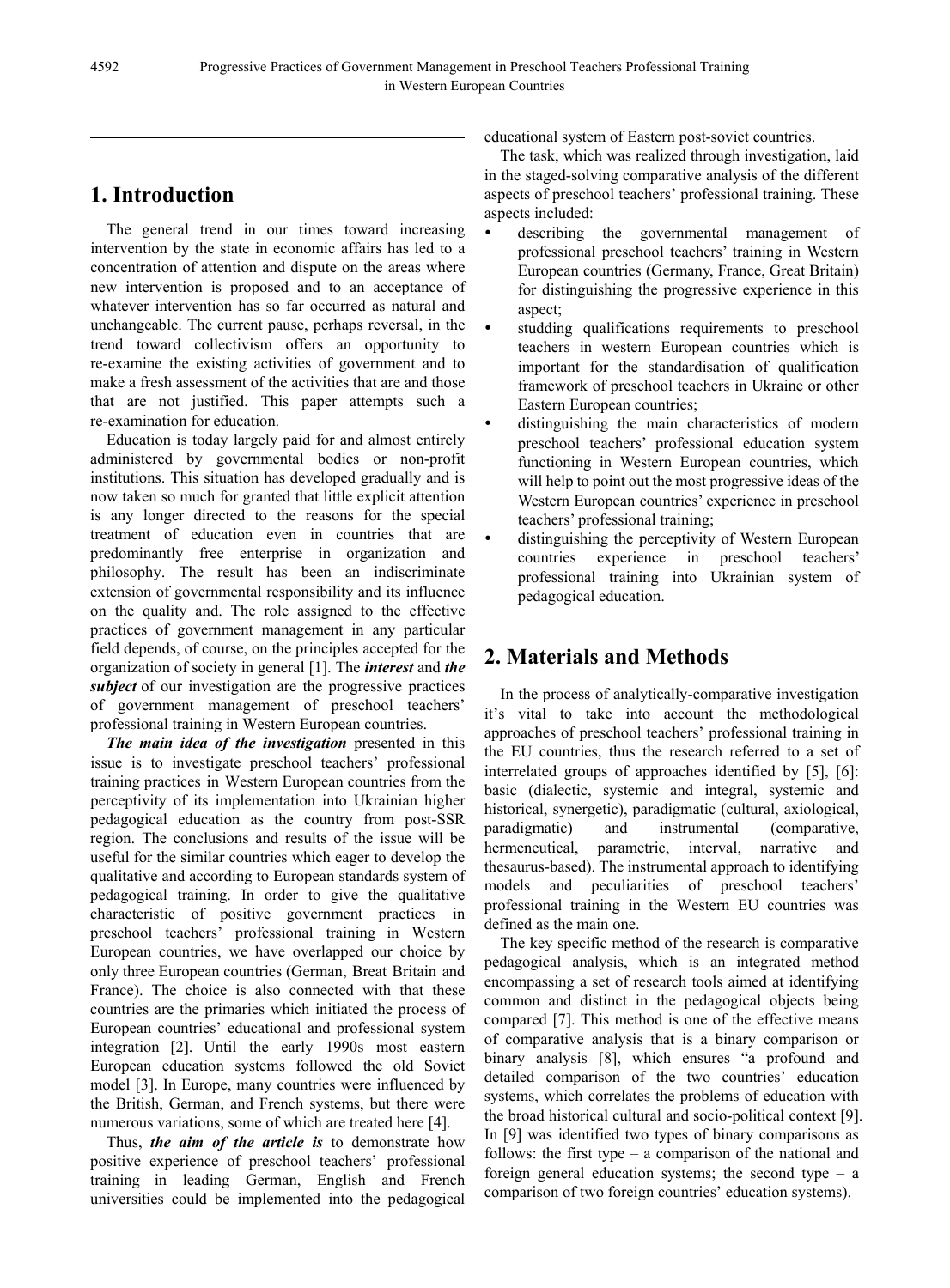## 1. Introduction

The general trend in our times toward increasing intervention by the state in economic affairs has led to a concentration of attention and dispute on the areas where new intervention is proposed and to an acceptance of whatever intervention has so far occurred as natural and unchangeable. The current pause, perhaps reversal, in the trend toward collectivism offers an opportunity to re-examine the existing activities of government and to make a fresh assessment of the activities that are and those that are not justified. This paper attempts such a re-examination for education.

Education is today largely paid for and almost entirely administered by governmental bodies or non-profit institutions. This situation has developed gradually and is now taken so much for granted that little explicit attention is any longer directed to the reasons for the special treatment of education even in countries that are predominantly free enterprise in organization and philosophy. The result has been an indiscriminate extension of governmental responsibility and its influence on the quality and. The role assigned to the effective practices of government management in any particular field depends, of course, on the principles accepted for the organization of society in general [1]. The ***interest*** and ***the subject*** of our investigation are the progressive practices of government management of preschool teachers' professional training in Western European countries.

***The main idea of the investigation*** presented in this issue is to investigate preschool teachers' professional training practices in Western European countries from the perceptivity of its implementation into Ukrainian higher pedagogical education as the country from post-SSR region. The conclusions and results of the issue will be useful for the similar countries which eager to develop the qualitative and according to European standards system of pedagogical training. In order to give the qualitative characteristic of positive government practices in preschool teachers' professional training in Western European countries, we have overlapped our choice by only three European countries (German, Breat Britain and France). The choice is also connected with that these countries are the primaries which initiated the process of European countries' educational and professional system integration [2]. Until the early 1990s most eastern European education systems followed the old Soviet model [3]. In Europe, many countries were influenced by the British, German, and French systems, but there were numerous variations, some of which are treated here [4].

Thus, ***the aim of the article is*** to demonstrate how positive experience of preschool teachers' professional training in leading German, English and French universities could be implemented into the pedagogical educational system of Eastern post-soviet countries.

The task, which was realized through investigation, laid in the staged-solving comparative analysis of the different aspects of preschool teachers' professional training. These aspects included:

- describing the governmental management of professional preschool teachers' training in Western European countries (Germany, France, Great Britain) for distinguishing the progressive experience in this aspect;
- studding qualifications requirements to preschool teachers in western European countries which is important for the standardisation of qualification framework of preschool teachers in Ukraine or other Eastern European countries;
- distinguishing the main characteristics of modern preschool teachers' professional education system functioning in Western European countries, which will help to point out the most progressive ideas of the Western European countries' experience in preschool teachers' professional training;
- distinguishing the perceptivity of Western European countries experience in preschool teachers' professional training into Ukrainian system of pedagogical education.

## 2. Materials and Methods

In the process of analytically-comparative investigation it's vital to take into account the methodological approaches of preschool teachers' professional training in the EU countries, thus the research referred to a set of interrelated groups of approaches identified by [5], [6]: basic (dialectic, systemic and integral, systemic and historical, synergetic), paradigmatic (cultural, axiological, paradigmatic) and instrumental (comparative, hermeneutical, parametric, interval, narrative and thesaurus-based). The instrumental approach to identifying models and peculiarities of preschool teachers' professional training in the Western EU countries was defined as the main one.

The key specific method of the research is comparative pedagogical analysis, which is an integrated method encompassing a set of research tools aimed at identifying common and distinct in the pedagogical objects being compared [7]. This method is one of the effective means of comparative analysis that is a binary comparison or binary analysis [8], which ensures "a profound and detailed comparison of the two countries' education systems, which correlates the problems of education with the broad historical cultural and socio-political context [9]. In [9] was identified two types of binary comparisons as follows: the first type – a comparison of the national and foreign general education systems; the second type – a comparison of two foreign countries' education systems).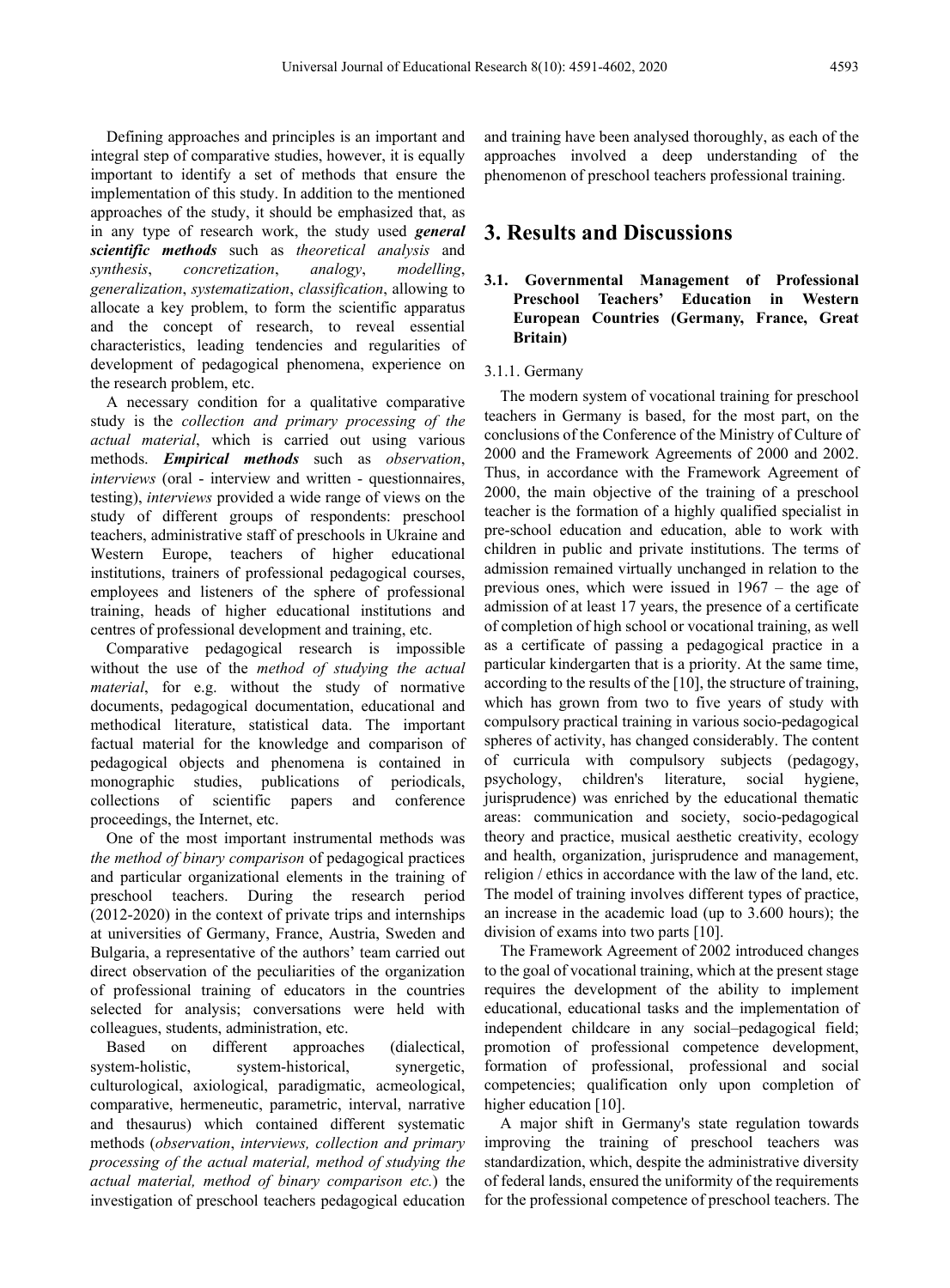Defining approaches and principles is an important and integral step of comparative studies, however, it is equally important to identify a set of methods that ensure the implementation of this study. In addition to the mentioned approaches of the study, it should be emphasized that, as in any type of research work, the study used ***general scientific methods*** such as *theoretical analysis* and *synthesis*, *concretization*, *analogy*, *modelling*, *generalization*, *systematization*, *classification*, allowing to allocate a key problem, to form the scientific apparatus and the concept of research, to reveal essential characteristics, leading tendencies and regularities of development of pedagogical phenomena, experience on the research problem, etc.

A necessary condition for a qualitative comparative study is the *collection and primary processing of the actual material*, which is carried out using various methods. ***Empirical methods*** such as *observation*, *interviews* (oral - interview and written - questionnaires, testing), *interviews* provided a wide range of views on the study of different groups of respondents: preschool teachers, administrative staff of preschools in Ukraine and Western Europe, teachers of higher educational institutions, trainers of professional pedagogical courses, employees and listeners of the sphere of professional training, heads of higher educational institutions and centres of professional development and training, etc.

Comparative pedagogical research is impossible without the use of the *method of studying the actual material*, for e.g. without the study of normative documents, pedagogical documentation, educational and methodical literature, statistical data. The important factual material for the knowledge and comparison of pedagogical objects and phenomena is contained in monographic studies, publications of periodicals, collections of scientific papers and conference proceedings, the Internet, etc.

One of the most important instrumental methods was *the method of binary comparison* of pedagogical practices and particular organizational elements in the training of preschool teachers. During the research period (2012-2020) in the context of private trips and internships at universities of Germany, France, Austria, Sweden and Bulgaria, a representative of the authors' team carried out direct observation of the peculiarities of the organization of professional training of educators in the countries selected for analysis; conversations were held with colleagues, students, administration, etc.

Based on different approaches (dialectical, system-holistic, system-historical, synergetic, culturological, axiological, paradigmatic, acmeological, comparative, hermeneutic, parametric, interval, narrative and thesaurus) which contained different systematic methods (*observation*, *interviews, collection and primary processing of the actual material, method of studying the actual material, method of binary comparison etc.*) the investigation of preschool teachers pedagogical education and training have been analysed thoroughly, as each of the approaches involved a deep understanding of the phenomenon of preschool teachers professional training.

# 3. Results and Discussions

## 3.1. Governmental Management of Professional Preschool Teachers' Education in Western European Countries (Germany, France, Great Britain)

### 3.1.1. Germany

The modern system of vocational training for preschool teachers in Germany is based, for the most part, on the conclusions of the Conference of the Ministry of Culture of 2000 and the Framework Agreements of 2000 and 2002. Thus, in accordance with the Framework Agreement of 2000, the main objective of the training of a preschool teacher is the formation of a highly qualified specialist in pre-school education and education, able to work with children in public and private institutions. The terms of admission remained virtually unchanged in relation to the previous ones, which were issued in 1967 – the age of admission of at least 17 years, the presence of a certificate of completion of high school or vocational training, as well as a certificate of passing a pedagogical practice in a particular kindergarten that is a priority. At the same time, according to the results of the [10], the structure of training, which has grown from two to five years of study with compulsory practical training in various socio-pedagogical spheres of activity, has changed considerably. The content of curricula with compulsory subjects (pedagogy, psychology, children's literature, social hygiene, jurisprudence) was enriched by the educational thematic areas: communication and society, socio-pedagogical theory and practice, musical aesthetic creativity, ecology and health, organization, jurisprudence and management, religion / ethics in accordance with the law of the land, etc. The model of training involves different types of practice, an increase in the academic load (up to 3.600 hours); the division of exams into two parts [10].

The Framework Agreement of 2002 introduced changes to the goal of vocational training, which at the present stage requires the development of the ability to implement educational, educational tasks and the implementation of independent childcare in any social–pedagogical field; promotion of professional competence development, formation of professional, professional and social competencies; qualification only upon completion of higher education [10].

A major shift in Germany's state regulation towards improving the training of preschool teachers was standardization, which, despite the administrative diversity of federal lands, ensured the uniformity of the requirements for the professional competence of preschool teachers. The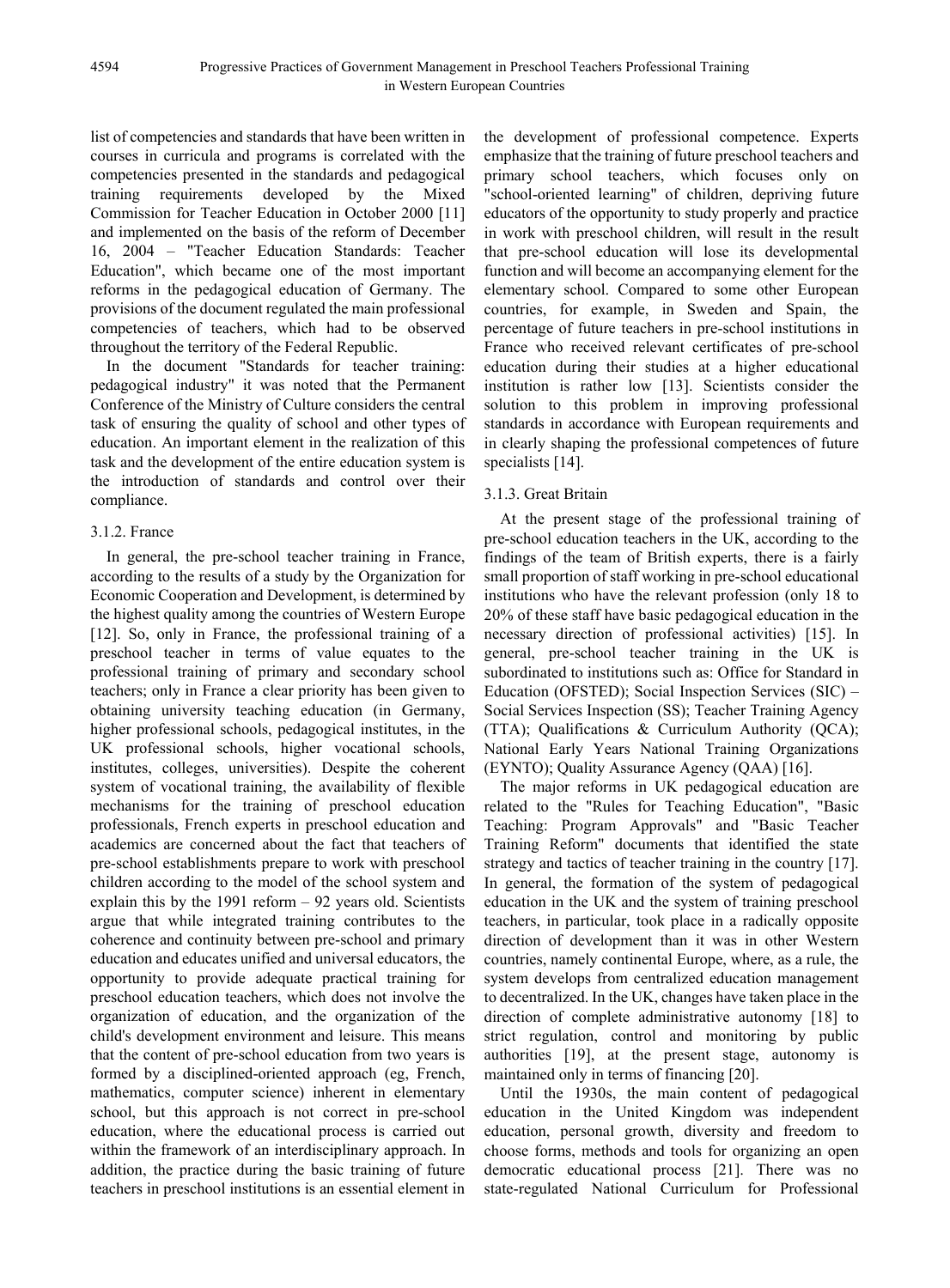list of competencies and standards that have been written in courses in curricula and programs is correlated with the competencies presented in the standards and pedagogical training requirements developed by the Mixed Commission for Teacher Education in October 2000 [11] and implemented on the basis of the reform of December 16, 2004 – "Teacher Education Standards: Teacher Education", which became one of the most important reforms in the pedagogical education of Germany. The provisions of the document regulated the main professional competencies of teachers, which had to be observed throughout the territory of the Federal Republic.

In the document "Standards for teacher training: pedagogical industry" it was noted that the Permanent Conference of the Ministry of Culture considers the central task of ensuring the quality of school and other types of education. An important element in the realization of this task and the development of the entire education system is the introduction of standards and control over their compliance.

### 3.1.2. France

In general, the pre-school teacher training in France, according to the results of a study by the Organization for Economic Cooperation and Development, is determined by the highest quality among the countries of Western Europe [12]. So, only in France, the professional training of a preschool teacher in terms of value equates to the professional training of primary and secondary school teachers; only in France a clear priority has been given to obtaining university teaching education (in Germany, higher professional schools, pedagogical institutes, in the UK professional schools, higher vocational schools, institutes, colleges, universities). Despite the coherent system of vocational training, the availability of flexible mechanisms for the training of preschool education professionals, French experts in preschool education and academics are concerned about the fact that teachers of pre-school establishments prepare to work with preschool children according to the model of the school system and explain this by the 1991 reform – 92 years old. Scientists argue that while integrated training contributes to the coherence and continuity between pre-school and primary education and educates unified and universal educators, the opportunity to provide adequate practical training for preschool education teachers, which does not involve the organization of education, and the organization of the child's development environment and leisure. This means that the content of pre-school education from two years is formed by a disciplined-oriented approach (eg, French, mathematics, computer science) inherent in elementary school, but this approach is not correct in pre-school education, where the educational process is carried out within the framework of an interdisciplinary approach. In addition, the practice during the basic training of future teachers in preschool institutions is an essential element in the development of professional competence. Experts emphasize that the training of future preschool teachers and primary school teachers, which focuses only on "school-oriented learning" of children, depriving future educators of the opportunity to study properly and practice in work with preschool children, will result in the result that pre-school education will lose its developmental function and will become an accompanying element for the elementary school. Compared to some other European countries, for example, in Sweden and Spain, the percentage of future teachers in pre-school institutions in France who received relevant certificates of pre-school education during their studies at a higher educational institution is rather low [13]. Scientists consider the solution to this problem in improving professional standards in accordance with European requirements and in clearly shaping the professional competences of future specialists [14].

### 3.1.3. Great Britain

At the present stage of the professional training of pre-school education teachers in the UK, according to the findings of the team of British experts, there is a fairly small proportion of staff working in pre-school educational institutions who have the relevant profession (only 18 to 20% of these staff have basic pedagogical education in the necessary direction of professional activities) [15]. In general, pre-school teacher training in the UK is subordinated to institutions such as: Office for Standard in Education (OFSTED); Social Inspection Services (SIC) – Social Services Inspection (SS); Teacher Training Agency (TTA); Qualifications & Curriculum Authority (QCA); National Early Years National Training Organizations (EYNTO); Quality Assurance Agency (QAA) [16].

The major reforms in UK pedagogical education are related to the "Rules for Teaching Education", "Basic Teaching: Program Approvals" and "Basic Teacher Training Reform" documents that identified the state strategy and tactics of teacher training in the country [17]. In general, the formation of the system of pedagogical education in the UK and the system of training preschool teachers, in particular, took place in a radically opposite direction of development than it was in other Western countries, namely continental Europe, where, as a rule, the system develops from centralized education management to decentralized. In the UK, changes have taken place in the direction of complete administrative autonomy [18] to strict regulation, control and monitoring by public authorities [19], at the present stage, autonomy is maintained only in terms of financing [20].

Until the 1930s, the main content of pedagogical education in the United Kingdom was independent education, personal growth, diversity and freedom to choose forms, methods and tools for organizing an open democratic educational process [21]. There was no state-regulated National Curriculum for Professional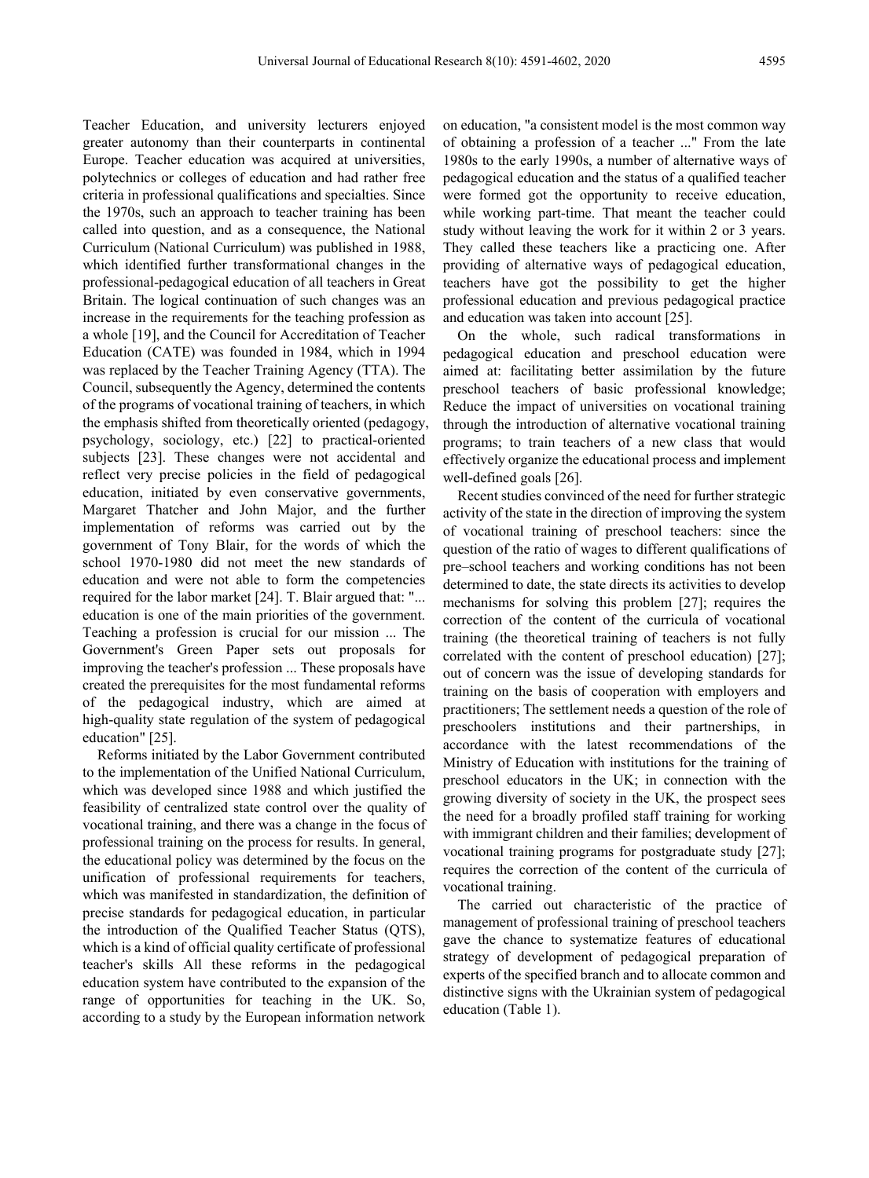Teacher Education, and university lecturers enjoyed greater autonomy than their counterparts in continental Europe. Teacher education was acquired at universities, polytechnics or colleges of education and had rather free criteria in professional qualifications and specialties. Since the 1970s, such an approach to teacher training has been called into question, and as a consequence, the National Curriculum (National Curriculum) was published in 1988, which identified further transformational changes in the professional-pedagogical education of all teachers in Great Britain. The logical continuation of such changes was an increase in the requirements for the teaching profession as a whole [19], and the Council for Accreditation of Teacher Education (CATE) was founded in 1984, which in 1994 was replaced by the Teacher Training Agency (TTA). The Council, subsequently the Agency, determined the contents of the programs of vocational training of teachers, in which the emphasis shifted from theoretically oriented (pedagogy, psychology, sociology, etc.) [22] to practical-oriented subjects [23]. These changes were not accidental and reflect very precise policies in the field of pedagogical education, initiated by even conservative governments, Margaret Thatcher and John Major, and the further implementation of reforms was carried out by the government of Tony Blair, for the words of which the school 1970-1980 did not meet the new standards of education and were not able to form the competencies required for the labor market [24]. T. Blair argued that: "... education is one of the main priorities of the government. Teaching a profession is crucial for our mission ... The Government's Green Paper sets out proposals for improving the teacher's profession ... These proposals have created the prerequisites for the most fundamental reforms of the pedagogical industry, which are aimed at high-quality state regulation of the system of pedagogical education" [25].

Reforms initiated by the Labor Government contributed to the implementation of the Unified National Curriculum, which was developed since 1988 and which justified the feasibility of centralized state control over the quality of vocational training, and there was a change in the focus of professional training on the process for results. In general, the educational policy was determined by the focus on the unification of professional requirements for teachers, which was manifested in standardization, the definition of precise standards for pedagogical education, in particular the introduction of the Qualified Teacher Status (QTS), which is a kind of official quality certificate of professional teacher's skills All these reforms in the pedagogical education system have contributed to the expansion of the range of opportunities for teaching in the UK. So, according to a study by the European information network on education, "a consistent model is the most common way of obtaining a profession of a teacher ..." From the late 1980s to the early 1990s, a number of alternative ways of pedagogical education and the status of a qualified teacher were formed got the opportunity to receive education, while working part-time. That meant the teacher could study without leaving the work for it within 2 or 3 years. They called these teachers like a practicing one. After providing of alternative ways of pedagogical education, teachers have got the possibility to get the higher professional education and previous pedagogical practice and education was taken into account [25].

On the whole, such radical transformations in pedagogical education and preschool education were aimed at: facilitating better assimilation by the future preschool teachers of basic professional knowledge; Reduce the impact of universities on vocational training through the introduction of alternative vocational training programs; to train teachers of a new class that would effectively organize the educational process and implement well-defined goals [26].

Recent studies convinced of the need for further strategic activity of the state in the direction of improving the system of vocational training of preschool teachers: since the question of the ratio of wages to different qualifications of pre–school teachers and working conditions has not been determined to date, the state directs its activities to develop mechanisms for solving this problem [27]; requires the correction of the content of the curricula of vocational training (the theoretical training of teachers is not fully correlated with the content of preschool education) [27]; out of concern was the issue of developing standards for training on the basis of cooperation with employers and practitioners; The settlement needs a question of the role of preschoolers institutions and their partnerships, in accordance with the latest recommendations of the Ministry of Education with institutions for the training of preschool educators in the UK; in connection with the growing diversity of society in the UK, the prospect sees the need for a broadly profiled staff training for working with immigrant children and their families; development of vocational training programs for postgraduate study [27]; requires the correction of the content of the curricula of vocational training.

The carried out characteristic of the practice of management of professional training of preschool teachers gave the chance to systematize features of educational strategy of development of pedagogical preparation of experts of the specified branch and to allocate common and distinctive signs with the Ukrainian system of pedagogical education (Table 1).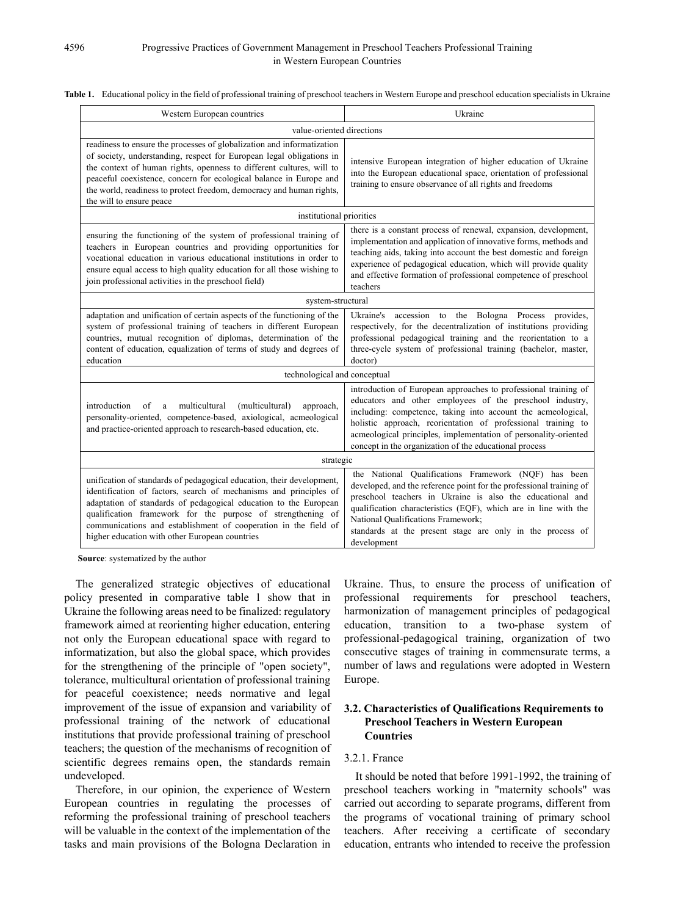**Table 1.** Educational policy in the field of professional training of preschool teachers in Western Europe and preschool education specialists in Ukraine

| Western European countries | Ukraine |
|---|---|
| value-oriented directions | |
| readiness to ensure the processes of globalization and informatization of society, understanding, respect for European legal obligations in the context of human rights, openness to different cultures, will to peaceful coexistence, concern for ecological balance in Europe and the world, readiness to protect freedom, democracy and human rights, the will to ensure peace | intensive European integration of higher education of Ukraine into the European educational space, orientation of professional training to ensure observance of all rights and freedoms |
| institutional priorities | |
| ensuring the functioning of the system of professional training of teachers in European countries and providing opportunities for vocational education in various educational institutions in order to ensure equal access to high quality education for all those wishing to join professional activities in the preschool field) | there is a constant process of renewal, expansion, development, implementation and application of innovative forms, methods and teaching aids, taking into account the best domestic and foreign experience of pedagogical education, which will provide quality and effective formation of professional competence of preschool teachers |
| system-structural | |
| adaptation and unification of certain aspects of the functioning of the system of professional training of teachers in different European countries, mutual recognition of diplomas, determination of the content of education, equalization of terms of study and degrees of education | Ukraine's accession to the Bologna Process provides, respectively, for the decentralization of institutions providing professional pedagogical training and the reorientation to a three-cycle system of professional training (bachelor, master, doctor) |
| technological and conceptual | |
| introduction of a multicultural (multicultural) approach, personality-oriented, competence-based, axiological, acmeological and practice-oriented approach to research-based education, etc. | introduction of European approaches to professional training of educators and other employees of the preschool industry, including: competence, taking into account the acmeological, holistic approach, reorientation of professional training to acmeological principles, implementation of personality-oriented concept in the organization of the educational process |
| strategic | |
| unification of standards of pedagogical education, their development, identification of factors, search of mechanisms and principles of adaptation of standards of pedagogical education to the European qualification framework for the purpose of strengthening of communications and establishment of cooperation in the field of higher education with other European countries | the National Qualifications Framework (NQF) has been developed, and the reference point for the professional training of preschool teachers in Ukraine is also the educational and qualification characteristics (EQF), which are in line with the National Qualifications Framework;<br>standards at the present stage are only in the process of development |

**Source**: systematized by the author

The generalized strategic objectives of educational policy presented in comparative table 1 show that in Ukraine the following areas need to be finalized: regulatory framework aimed at reorienting higher education, entering not only the European educational space with regard to informatization, but also the global space, which provides for the strengthening of the principle of "open society", tolerance, multicultural orientation of professional training for peaceful coexistence; needs normative and legal improvement of the issue of expansion and variability of professional training of the network of educational institutions that provide professional training of preschool teachers; the question of the mechanisms of recognition of scientific degrees remains open, the standards remain undeveloped.

Therefore, in our opinion, the experience of Western European countries in regulating the processes of reforming the professional training of preschool teachers will be valuable in the context of the implementation of the tasks and main provisions of the Bologna Declaration in Ukraine. Thus, to ensure the process of unification of professional requirements for preschool teachers, harmonization of management principles of pedagogical education, transition to a two-phase system of professional-pedagogical training, organization of two consecutive stages of training in commensurate terms, a number of laws and regulations were adopted in Western Europe.

### 3.2. Characteristics of Qualifications Requirements to Preschool Teachers in Western European Countries

#### 3.2.1. France

It should be noted that before 1991-1992, the training of preschool teachers working in "maternity schools" was carried out according to separate programs, different from the programs of vocational training of primary school teachers. After receiving a certificate of secondary education, entrants who intended to receive the profession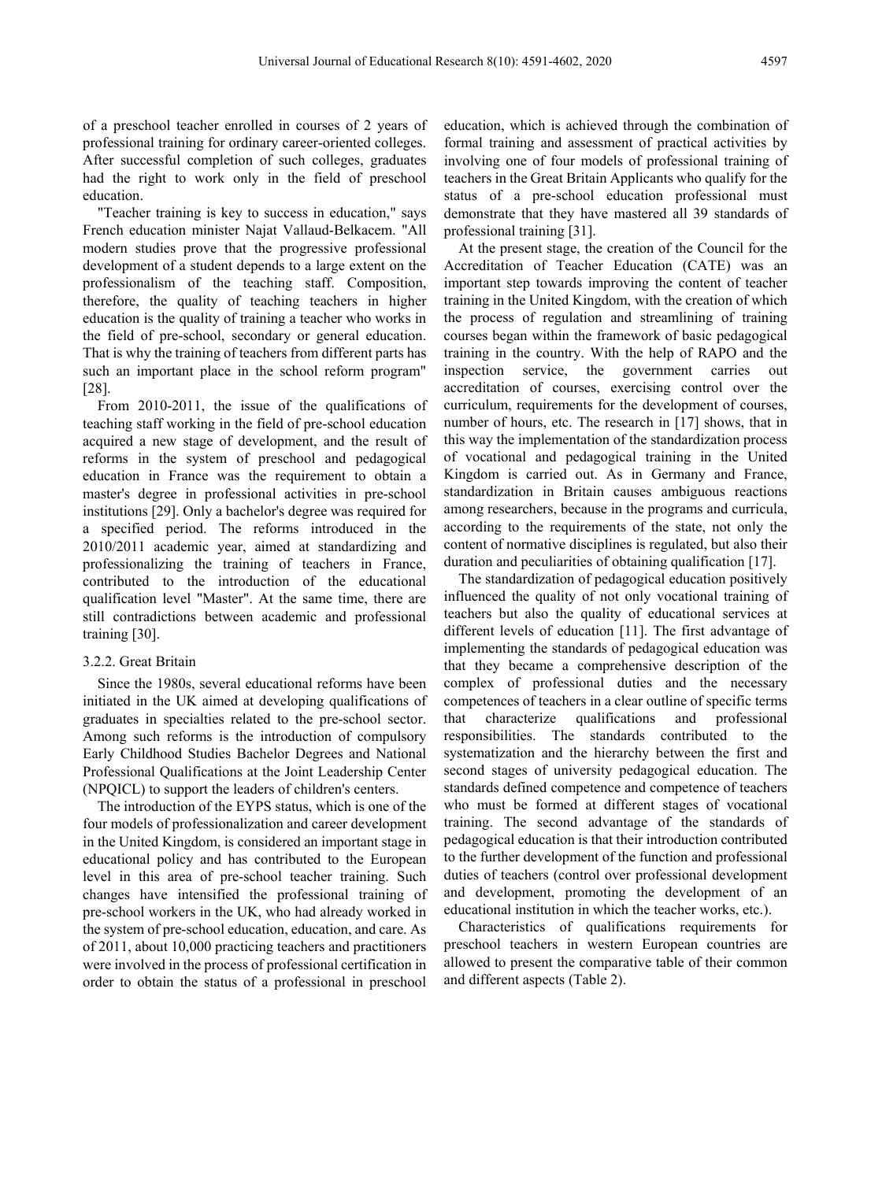of a preschool teacher enrolled in courses of 2 years of professional training for ordinary career-oriented colleges. After successful completion of such colleges, graduates had the right to work only in the field of preschool education.

"Teacher training is key to success in education," says French education minister Najat Vallaud-Belkacem. "All modern studies prove that the progressive professional development of a student depends to a large extent on the professionalism of the teaching staff. Composition, therefore, the quality of teaching teachers in higher education is the quality of training a teacher who works in the field of pre-school, secondary or general education. That is why the training of teachers from different parts has such an important place in the school reform program" [28].

From 2010-2011, the issue of the qualifications of teaching staff working in the field of pre-school education acquired a new stage of development, and the result of reforms in the system of preschool and pedagogical education in France was the requirement to obtain a master's degree in professional activities in pre-school institutions [29]. Only a bachelor's degree was required for a specified period. The reforms introduced in the 2010/2011 academic year, aimed at standardizing and professionalizing the training of teachers in France, contributed to the introduction of the educational qualification level "Master". At the same time, there are still contradictions between academic and professional training [30].

#### 3.2.2. Great Britain

Since the 1980s, several educational reforms have been initiated in the UK aimed at developing qualifications of graduates in specialties related to the pre-school sector. Among such reforms is the introduction of compulsory Early Childhood Studies Bachelor Degrees and National Professional Qualifications at the Joint Leadership Center (NPQICL) to support the leaders of children's centers.

The introduction of the EYPS status, which is one of the four models of professionalization and career development in the United Kingdom, is considered an important stage in educational policy and has contributed to the European level in this area of pre-school teacher training. Such changes have intensified the professional training of pre-school workers in the UK, who had already worked in the system of pre-school education, education, and care. As of 2011, about 10,000 practicing teachers and practitioners were involved in the process of professional certification in order to obtain the status of a professional in preschool education, which is achieved through the combination of formal training and assessment of practical activities by involving one of four models of professional training of teachers in the Great Britain Applicants who qualify for the status of a pre-school education professional must demonstrate that they have mastered all 39 standards of professional training [31].

At the present stage, the creation of the Council for the Accreditation of Teacher Education (CATE) was an important step towards improving the content of teacher training in the United Kingdom, with the creation of which the process of regulation and streamlining of training courses began within the framework of basic pedagogical training in the country. With the help of RAPO and the inspection service, the government carries out accreditation of courses, exercising control over the curriculum, requirements for the development of courses, number of hours, etc. The research in [17] shows, that in this way the implementation of the standardization process of vocational and pedagogical training in the United Kingdom is carried out. As in Germany and France, standardization in Britain causes ambiguous reactions among researchers, because in the programs and curricula, according to the requirements of the state, not only the content of normative disciplines is regulated, but also their duration and peculiarities of obtaining qualification [17].

The standardization of pedagogical education positively influenced the quality of not only vocational training of teachers but also the quality of educational services at different levels of education [11]. The first advantage of implementing the standards of pedagogical education was that they became a comprehensive description of the complex of professional duties and the necessary competences of teachers in a clear outline of specific terms that characterize qualifications and professional responsibilities. The standards contributed to the systematization and the hierarchy between the first and second stages of university pedagogical education. The standards defined competence and competence of teachers who must be formed at different stages of vocational training. The second advantage of the standards of pedagogical education is that their introduction contributed to the further development of the function and professional duties of teachers (control over professional development and development, promoting the development of an educational institution in which the teacher works, etc.).

Characteristics of qualifications requirements for preschool teachers in western European countries are allowed to present the comparative table of their common and different aspects (Table 2).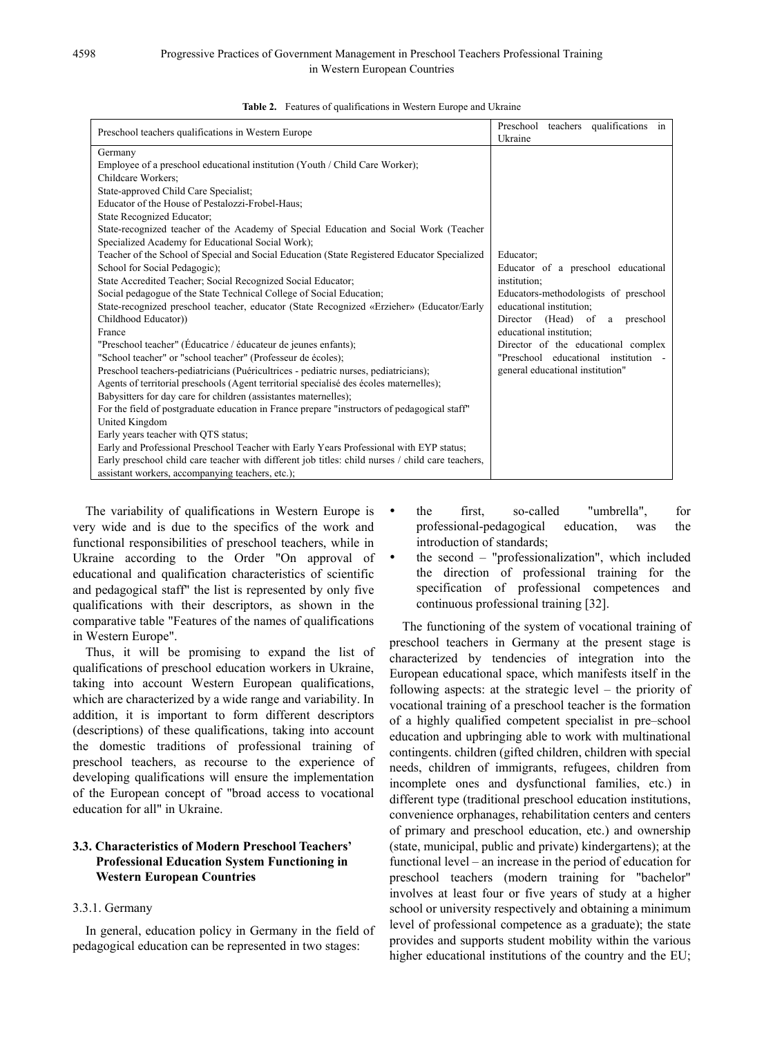**Table 2.** Features of qualifications in Western Europe and Ukraine

| Preschool teachers qualifications in Western Europe | Preschool teachers qualifications in Ukraine |
|---|---|
| Germany<br>Employee of a preschool educational institution (Youth / Child Care Worker);<br>Childcare Workers;<br>State-approved Child Care Specialist;<br>Educator of the House of Pestalozzi-Frobel-Haus;<br>State Recognized Educator;<br>State-recognized teacher of the Academy of Special Education and Social Work (Teacher Specialized Academy for Educational Social Work);<br>Teacher of the School of Special and Social Education (State Registered Educator Specialized School for Social Pedagogic);<br>State Accredited Teacher; Social Recognized Social Educator;<br>Social pedagogue of the State Technical College of Social Education;<br>State-recognized preschool teacher, educator (State Recognized «Erzieher» (Educator/Early Childhood Educator))<br>France<br>"Preschool teacher" (Éducatrice / éducateur de jeunes enfants);<br>"School teacher" or "school teacher" (Professeur de écoles);<br>Preschool teachers-pediatricians (Puéricultrices - pediatric nurses, pediatricians);<br>Agents of territorial preschools (Agent territorial specialisé des écoles maternelles);<br>Babysitters for day care for children (assistantes maternelles);<br>For the field of postgraduate education in France prepare "instructors of pedagogical staff"<br>United Kingdom<br>Early years teacher with QTS status;<br>Early and Professional Preschool Teacher with Early Years Professional with EYP status;<br>Early preschool child care teacher with different job titles: child nurses / child care teachers, assistant workers, accompanying teachers, etc.); | Educator;<br>Educator of a preschool educational institution;<br>Educators-methodologists of preschool educational institution;<br>Director (Head) of a preschool educational institution;<br>Director of the educational complex "Preschool educational institution - general educational institution" |

The variability of qualifications in Western Europe is very wide and is due to the specifics of the work and functional responsibilities of preschool teachers, while in Ukraine according to the Order "On approval of educational and qualification characteristics of scientific and pedagogical staff" the list is represented by only five qualifications with their descriptors, as shown in the comparative table "Features of the names of qualifications in Western Europe".

Thus, it will be promising to expand the list of qualifications of preschool education workers in Ukraine, taking into account Western European qualifications, which are characterized by a wide range and variability. In addition, it is important to form different descriptors (descriptions) of these qualifications, taking into account the domestic traditions of professional training of preschool teachers, as recourse to the experience of developing qualifications will ensure the implementation of the European concept of "broad access to vocational education for all" in Ukraine.

### 3.3. Characteristics of Modern Preschool Teachers' Professional Education System Functioning in Western European Countries

#### 3.3.1. Germany

In general, education policy in Germany in the field of pedagogical education can be represented in two stages:

- the first, so-called "umbrella", for professional-pedagogical education, was the introduction of standards;
- the second – "professionalization", which included the direction of professional training for the specification of professional competences and continuous professional training [32].

The functioning of the system of vocational training of preschool teachers in Germany at the present stage is characterized by tendencies of integration into the European educational space, which manifests itself in the following aspects: at the strategic level – the priority of vocational training of a preschool teacher is the formation of a highly qualified competent specialist in pre–school education and upbringing able to work with multinational contingents. children (gifted children, children with special needs, children of immigrants, refugees, children from incomplete ones and dysfunctional families, etc.) in different type (traditional preschool education institutions, convenience orphanages, rehabilitation centers and centers of primary and preschool education, etc.) and ownership (state, municipal, public and private) kindergartens); at the functional level – an increase in the period of education for preschool teachers (modern training for "bachelor" involves at least four or five years of study at a higher school or university respectively and obtaining a minimum level of professional competence as a graduate); the state provides and supports student mobility within the various higher educational institutions of the country and the EU;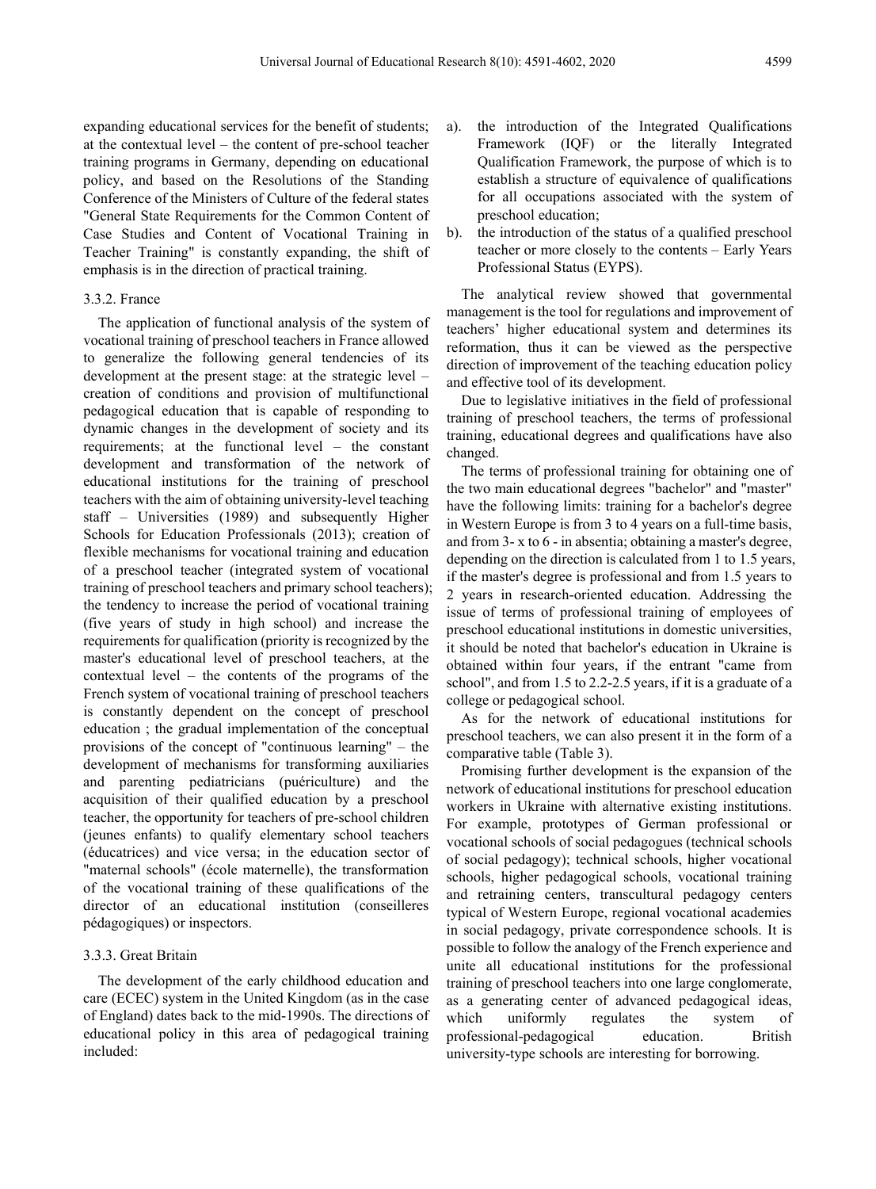expanding educational services for the benefit of students; at the contextual level – the content of pre-school teacher training programs in Germany, depending on educational policy, and based on the Resolutions of the Standing Conference of the Ministers of Culture of the federal states "General State Requirements for the Common Content of Case Studies and Content of Vocational Training in Teacher Training" is constantly expanding, the shift of emphasis is in the direction of practical training.

#### 3.3.2. France

The application of functional analysis of the system of vocational training of preschool teachers in France allowed to generalize the following general tendencies of its development at the present stage: at the strategic level – creation of conditions and provision of multifunctional pedagogical education that is capable of responding to dynamic changes in the development of society and its requirements; at the functional level – the constant development and transformation of the network of educational institutions for the training of preschool teachers with the aim of obtaining university-level teaching staff – Universities (1989) and subsequently Higher Schools for Education Professionals (2013); creation of flexible mechanisms for vocational training and education of a preschool teacher (integrated system of vocational training of preschool teachers and primary school teachers); the tendency to increase the period of vocational training (five years of study in high school) and increase the requirements for qualification (priority is recognized by the master's educational level of preschool teachers, at the contextual level – the contents of the programs of the French system of vocational training of preschool teachers is constantly dependent on the concept of preschool education ; the gradual implementation of the conceptual provisions of the concept of "continuous learning" – the development of mechanisms for transforming auxiliaries and parenting pediatricians (puériculture) and the acquisition of their qualified education by a preschool teacher, the opportunity for teachers of pre-school children (jeunes enfants) to qualify elementary school teachers (éducatrices) and vice versa; in the education sector of "maternal schools" (école maternelle), the transformation of the vocational training of these qualifications of the director of an educational institution (conseilleres pédagogiques) or inspectors.

#### 3.3.3. Great Britain

The development of the early childhood education and care (ECEC) system in the United Kingdom (as in the case of England) dates back to the mid-1990s. The directions of educational policy in this area of pedagogical training included:

a). the introduction of the Integrated Qualifications Framework (IQF) or the literally Integrated Qualification Framework, the purpose of which is to establish a structure of equivalence of qualifications for all occupations associated with the system of preschool education;

b). the introduction of the status of a qualified preschool teacher or more closely to the contents – Early Years Professional Status (EYPS).

The analytical review showed that governmental management is the tool for regulations and improvement of teachers' higher educational system and determines its reformation, thus it can be viewed as the perspective direction of improvement of the teaching education policy and effective tool of its development.

Due to legislative initiatives in the field of professional training of preschool teachers, the terms of professional training, educational degrees and qualifications have also changed.

The terms of professional training for obtaining one of the two main educational degrees "bachelor" and "master" have the following limits: training for a bachelor's degree in Western Europe is from 3 to 4 years on a full-time basis, and from 3- x to 6 - in absentia; obtaining a master's degree, depending on the direction is calculated from 1 to 1.5 years, if the master's degree is professional and from 1.5 years to 2 years in research-oriented education. Addressing the issue of terms of professional training of employees of preschool educational institutions in domestic universities, it should be noted that bachelor's education in Ukraine is obtained within four years, if the entrant "came from school", and from 1.5 to 2.2-2.5 years, if it is a graduate of a college or pedagogical school.

As for the network of educational institutions for preschool teachers, we can also present it in the form of a comparative table (Table 3).

Promising further development is the expansion of the network of educational institutions for preschool education workers in Ukraine with alternative existing institutions. For example, prototypes of German professional or vocational schools of social pedagogues (technical schools of social pedagogy); technical schools, higher vocational schools, higher pedagogical schools, vocational training and retraining centers, transcultural pedagogy centers typical of Western Europe, regional vocational academies in social pedagogy, private correspondence schools. It is possible to follow the analogy of the French experience and unite all educational institutions for the professional training of preschool teachers into one large conglomerate, as a generating center of advanced pedagogical ideas, which uniformly regulates the system of professional-pedagogical education. British university-type schools are interesting for borrowing.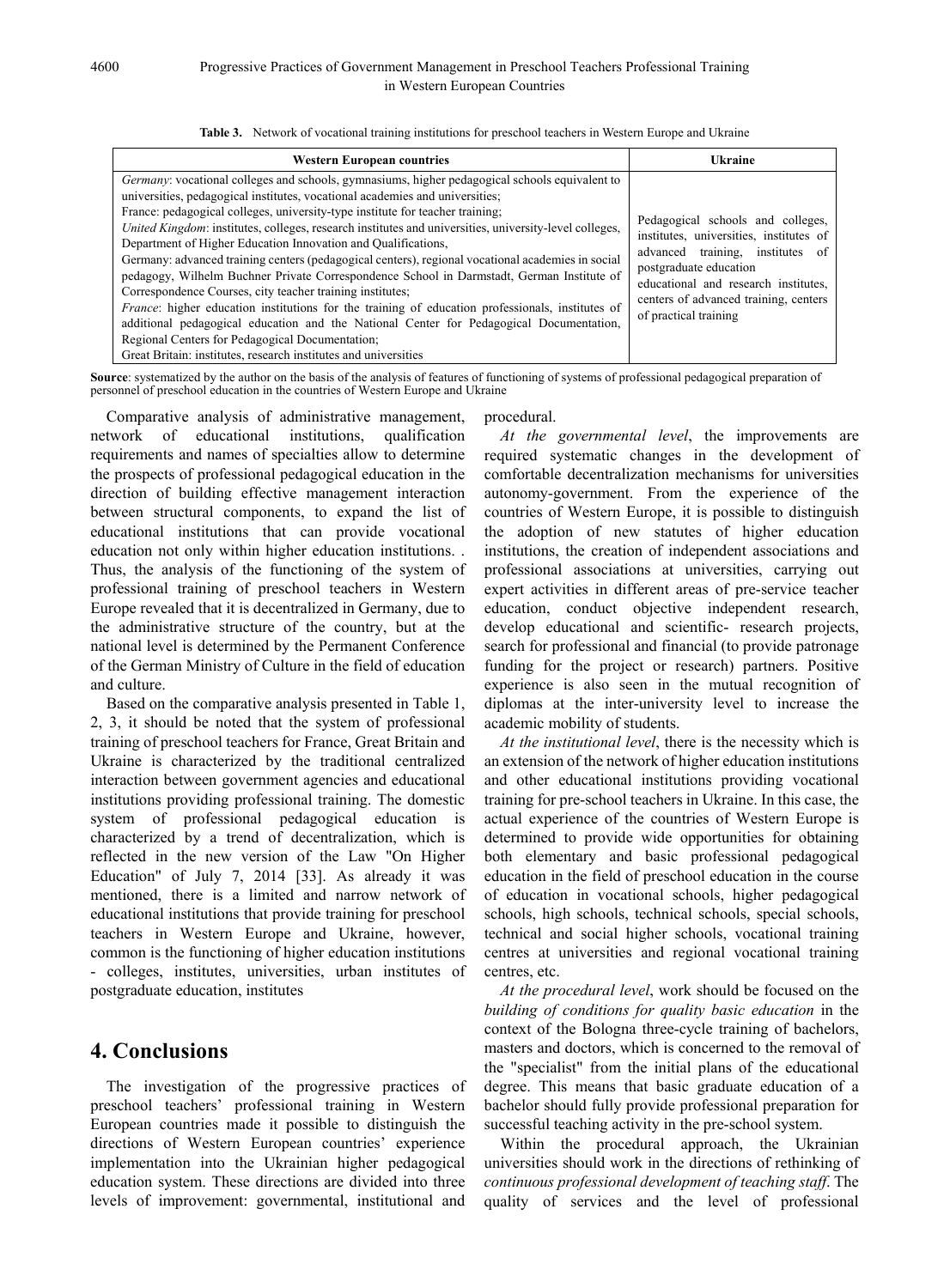**Table 3.** Network of vocational training institutions for preschool teachers in Western Europe and Ukraine

| Western European countries | Ukraine |
|---|---|
| *Germany*: vocational colleges and schools, gymnasiums, higher pedagogical schools equivalent to universities, pedagogical institutes, vocational academies and universities;<br>France: pedagogical colleges, university-type institute for teacher training;<br>*United Kingdom*: institutes, colleges, research institutes and universities, university-level colleges, Department of Higher Education Innovation and Qualifications,<br>Germany: advanced training centers (pedagogical centers), regional vocational academies in social pedagogy, Wilhelm Buchner Private Correspondence School in Darmstadt, German Institute of Correspondence Courses, city teacher training institutes;<br>*France*: higher education institutions for the training of education professionals, institutes of additional pedagogical education and the National Center for Pedagogical Documentation, Regional Centers for Pedagogical Documentation;<br>Great Britain: institutes, research institutes and universities | Pedagogical schools and colleges, institutes, universities, institutes of advanced training, institutes of postgraduate education educational and research institutes, centers of advanced training, centers of practical training |

**Source**: systematized by the author on the basis of the analysis of features of functioning of systems of professional pedagogical preparation of personnel of preschool education in the countries of Western Europe and Ukraine

Comparative analysis of administrative management, network of educational institutions, qualification requirements and names of specialties allow to determine the prospects of professional pedagogical education in the direction of building effective management interaction between structural components, to expand the list of educational institutions that can provide vocational education not only within higher education institutions. . Thus, the analysis of the functioning of the system of professional training of preschool teachers in Western Europe revealed that it is decentralized in Germany, due to the administrative structure of the country, but at the national level is determined by the Permanent Conference of the German Ministry of Culture in the field of education and culture.

Based on the comparative analysis presented in Table 1, 2, 3, it should be noted that the system of professional training of preschool teachers for France, Great Britain and Ukraine is characterized by the traditional centralized interaction between government agencies and educational institutions providing professional training. The domestic system of professional pedagogical education is characterized by a trend of decentralization, which is reflected in the new version of the Law "On Higher Education" of July 7, 2014 [33]. As already it was mentioned, there is a limited and narrow network of educational institutions that provide training for preschool teachers in Western Europe and Ukraine, however, common is the functioning of higher education institutions - colleges, institutes, universities, urban institutes of postgraduate education, institutes

## 4. Conclusions

The investigation of the progressive practices of preschool teachers' professional training in Western European countries made it possible to distinguish the directions of Western European countries' experience implementation into the Ukrainian higher pedagogical education system. These directions are divided into three levels of improvement: governmental, institutional and procedural.

*At the governmental level*, the improvements are required systematic changes in the development of comfortable decentralization mechanisms for universities autonomy-government. From the experience of the countries of Western Europe, it is possible to distinguish the adoption of new statutes of higher education institutions, the creation of independent associations and professional associations at universities, carrying out expert activities in different areas of pre-service teacher education, conduct objective independent research, develop educational and scientific- research projects, search for professional and financial (to provide patronage funding for the project or research) partners. Positive experience is also seen in the mutual recognition of diplomas at the inter-university level to increase the academic mobility of students.

*At the institutional level*, there is the necessity which is an extension of the network of higher education institutions and other educational institutions providing vocational training for pre-school teachers in Ukraine. In this case, the actual experience of the countries of Western Europe is determined to provide wide opportunities for obtaining both elementary and basic professional pedagogical education in the field of preschool education in the course of education in vocational schools, higher pedagogical schools, high schools, technical schools, special schools, technical and social higher schools, vocational training centres at universities and regional vocational training centres, etc.

*At the procedural level*, work should be focused on the *building of conditions for quality basic education* in the context of the Bologna three-cycle training of bachelors, masters and doctors, which is concerned to the removal of the "specialist" from the initial plans of the educational degree. This means that basic graduate education of a bachelor should fully provide professional preparation for successful teaching activity in the pre-school system.

Within the procedural approach, the Ukrainian universities should work in the directions of rethinking of *continuous professional development of teaching staff*. The quality of services and the level of professional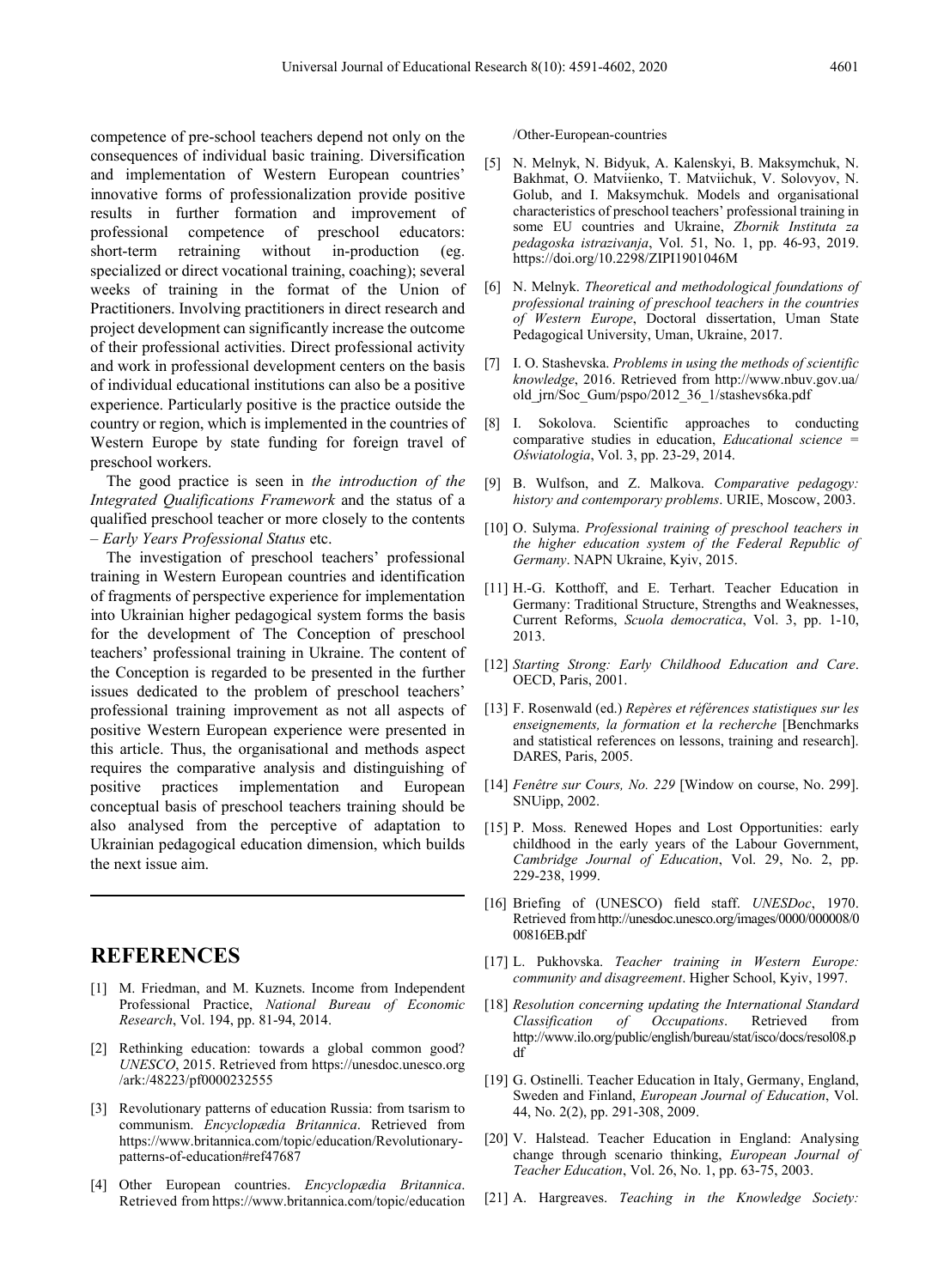competence of pre-school teachers depend not only on the consequences of individual basic training. Diversification and implementation of Western European countries' innovative forms of professionalization provide positive results in further formation and improvement of professional competence of preschool educators: short-term retraining without in-production (eg. specialized or direct vocational training, coaching); several weeks of training in the format of the Union of Practitioners. Involving practitioners in direct research and project development can significantly increase the outcome of their professional activities. Direct professional activity and work in professional development centers on the basis of individual educational institutions can also be a positive experience. Particularly positive is the practice outside the country or region, which is implemented in the countries of Western Europe by state funding for foreign travel of preschool workers.

The good practice is seen in *the introduction of the Integrated Qualifications Framework* and the status of a qualified preschool teacher or more closely to the contents – *Early Years Professional Status* etc.

The investigation of preschool teachers' professional training in Western European countries and identification of fragments of perspective experience for implementation into Ukrainian higher pedagogical system forms the basis for the development of The Conception of preschool teachers' professional training in Ukraine. The content of the Conception is regarded to be presented in the further issues dedicated to the problem of preschool teachers' professional training improvement as not all aspects of positive Western European experience were presented in this article. Thus, the organisational and methods aspect requires the comparative analysis and distinguishing of positive practices implementation and European conceptual basis of preschool teachers training should be also analysed from the perceptive of adaptation to Ukrainian pedagogical education dimension, which builds the next issue aim.

## REFERENCES

[1] M. Friedman, and M. Kuznets. Income from Independent Professional Practice, *National Bureau of Economic Research*, Vol. 194, pp. 81-94, 2014.

[2] Rethinking education: towards a global common good? *UNESCO*, 2015. Retrieved from https://unesdoc.unesco.org/ark:/48223/pf0000232555

[3] Revolutionary patterns of education Russia: from tsarism to communism. *Encyclopædia Britannica*. Retrieved from https://www.britannica.com/topic/education/Revolutionary-patterns-of-education#ref47687

[4] Other European countries. *Encyclopædia Britannica*. Retrieved from https://www.britannica.com/topic/education/Other-European-countries

[5] N. Melnyk, N. Bidyuk, A. Kalenskyi, B. Maksymchuk, N. Bakhmat, O. Matviienko, T. Matviichuk, V. Solovyov, N. Golub, and I. Maksymchuk. Models and organisational characteristics of preschool teachers' professional training in some EU countries and Ukraine, *Zbornik Instituta za pedagoska istrazivanja*, Vol. 51, No. 1, pp. 46-93, 2019. https://doi.org/10.2298/ZIPI1901046M

[6] N. Melnyk. *Theoretical and methodological foundations of professional training of preschool teachers in the countries of Western Europe*, Doctoral dissertation, Uman State Pedagogical University, Uman, Ukraine, 2017.

[7] I. O. Stashevska. *Problems in using the methods of scientific knowledge*, 2016. Retrieved from http://www.nbuv.gov.ua/old_jrn/Soc_Gum/pspo/2012_36_1/stashevs6ka.pdf

[8] I. Sokolova. Scientific approaches to conducting comparative studies in education, *Educational science = Oświatologia*, Vol. 3, pp. 23-29, 2014.

[9] B. Wulfson, and Z. Malkova. *Comparative pedagogy: history and contemporary problems*. URIE, Moscow, 2003.

[10] O. Sulyma. *Professional training of preschool teachers in the higher education system of the Federal Republic of Germany*. NAPN Ukraine, Kyiv, 2015.

[11] H.-G. Kotthoff, and E. Terhart. Teacher Education in Germany: Traditional Structure, Strengths and Weaknesses, Current Reforms, *Scuola democratica*, Vol. 3, pp. 1-10, 2013.

[12] *Starting Strong: Early Childhood Education and Care*. OECD, Paris, 2001.

[13] F. Rosenwald (ed.) *Repères et références statistiques sur les enseignements, la formation et la recherche* [Benchmarks and statistical references on lessons, training and research]. DARES, Paris, 2005.

[14] *Fenêtre sur Cours, No. 229* [Window on course, No. 299]. SNUipp, 2002.

[15] P. Moss. Renewed Hopes and Lost Opportunities: early childhood in the early years of the Labour Government, *Cambridge Journal of Education*, Vol. 29, No. 2, pp. 229-238, 1999.

[16] Briefing of (UNESCO) field staff. *UNESDoc*, 1970. Retrieved from http://unesdoc.unesco.org/images/0000/000008/000816EB.pdf

[17] L. Pukhovska. *Teacher training in Western Europe: community and disagreement*. Higher School, Kyiv, 1997.

[18] *Resolution concerning updating the International Standard Classification of Occupations*. Retrieved from http://www.ilo.org/public/english/bureau/stat/isco/docs/resol08.pdf

[19] G. Ostinelli. Teacher Education in Italy, Germany, England, Sweden and Finland, *European Journal of Education*, Vol. 44, No. 2(2), pp. 291-308, 2009.

[20] V. Halstead. Teacher Education in England: Analysing change through scenario thinking, *European Journal of Teacher Education*, Vol. 26, No. 1, pp. 63-75, 2003.

[21] A. Hargreaves. *Teaching in the Knowledge Society:*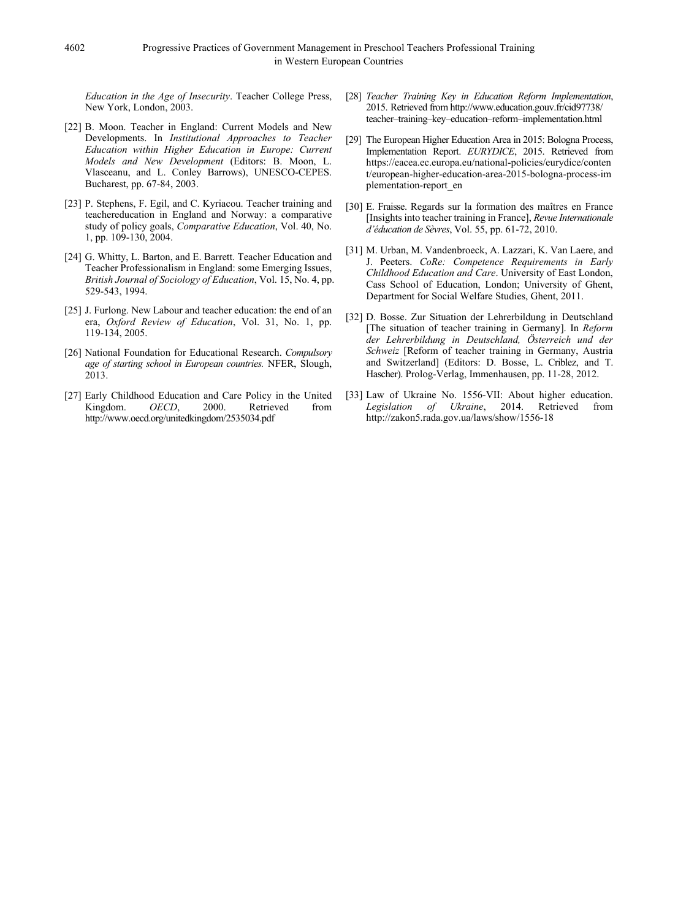*Education in the Age of Insecurity*. Teacher College Press, New York, London, 2003.

[22] B. Moon. Teacher in England: Current Models and New Developments. In *Institutional Approaches to Teacher Education within Higher Education in Europe: Current Models and New Development* (Editors: B. Moon, L. Vlasceanu, and L. Conley Barrows), UNESCO-CEPES. Bucharest, pp. 67-84, 2003.

[23] P. Stephens, F. Egil, and C. Kyriacou. Teacher training and teachereducation in England and Norway: a comparative study of policy goals, *Comparative Education*, Vol. 40, No. 1, pp. 109-130, 2004.

[24] G. Whitty, L. Barton, and E. Barrett. Teacher Education and Teacher Professionalism in England: some Emerging Issues, *British Journal of Sociology of Education*, Vol. 15, No. 4, pp. 529-543, 1994.

[25] J. Furlong. New Labour and teacher education: the end of an era, *Oxford Review of Education*, Vol. 31, No. 1, pp. 119-134, 2005.

[26] National Foundation for Educational Research. *Compulsory age of starting school in European countries.* NFER, Slough, 2013.

[27] Early Childhood Education and Care Policy in the United Kingdom. *OECD*, 2000. Retrieved from http://www.oecd.org/unitedkingdom/2535034.pdf

[28] *Teacher Training Key in Education Reform Implementation*, 2015. Retrieved from http://www.education.gouv.fr/cid97738/teacher–training–key–education–reform–implementation.html

[29] The European Higher Education Area in 2015: Bologna Process, Implementation Report. *EURYDICE*, 2015. Retrieved from https://eacea.ec.europa.eu/national-policies/eurydice/content/european-higher-education-area-2015-bologna-process-implementation-report_en

[30] E. Fraisse. Regards sur la formation des maîtres en France [Insights into teacher training in France], *Revue Internationale d'éducation de Sèvres*, Vol. 55, pp. 61-72, 2010.

[31] M. Urban, M. Vandenbroeck, A. Lazzari, K. Van Laere, and J. Peeters. *CoRe: Competence Requirements in Early Childhood Education and Care*. University of East London, Cass School of Education, London; University of Ghent, Department for Social Welfare Studies, Ghent, 2011.

[32] D. Bosse. Zur Situation der Lehrerbildung in Deutschland [The situation of teacher training in Germany]. In *Reform der Lehrerbildung in Deutschland, Österreich und der Schweiz* [Reform of teacher training in Germany, Austria and Switzerland] (Editors: D. Bosse, L. Criblez, and T. Hascher). Prolog-Verlag, Immenhausen, pp. 11-28, 2012.

[33] Law of Ukraine No. 1556-VII: About higher education. *Legislation of Ukraine*, 2014. Retrieved from http://zakon5.rada.gov.ua/laws/show/1556-18